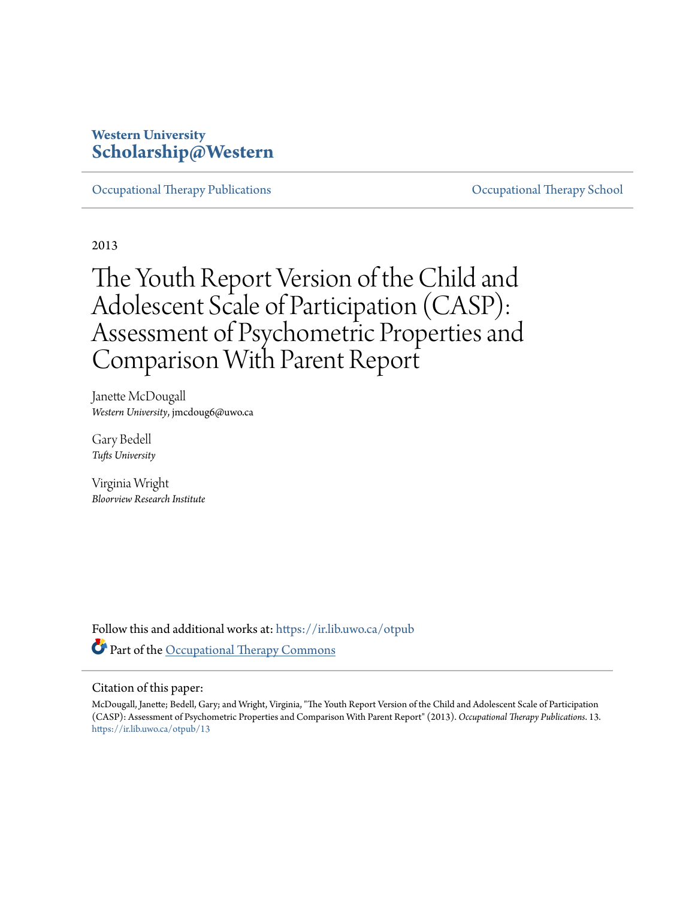Western University
**Scholarship@Western**

Occupational Therapy Publications | Occupational Therapy School

2013

# The Youth Report Version of the Child and Adolescent Scale of Participation (CASP): Assessment of Psychometric Properties and Comparison With Parent Report

Janette McDougall
*Western University*, jmcdoug6@uwo.ca

Gary Bedell
*Tufts University*

Virginia Wright
*Bloorview Research Institute*

Follow this and additional works at: https://ir.lib.uwo.ca/otpub

Part of the Occupational Therapy Commons

Citation of this paper:

McDougall, Janette; Bedell, Gary; and Wright, Virginia, "The Youth Report Version of the Child and Adolescent Scale of Participation (CASP): Assessment of Psychometric Properties and Comparison With Parent Report" (2013). *Occupational Therapy Publications*. 13.
https://ir.lib.uwo.ca/otpub/13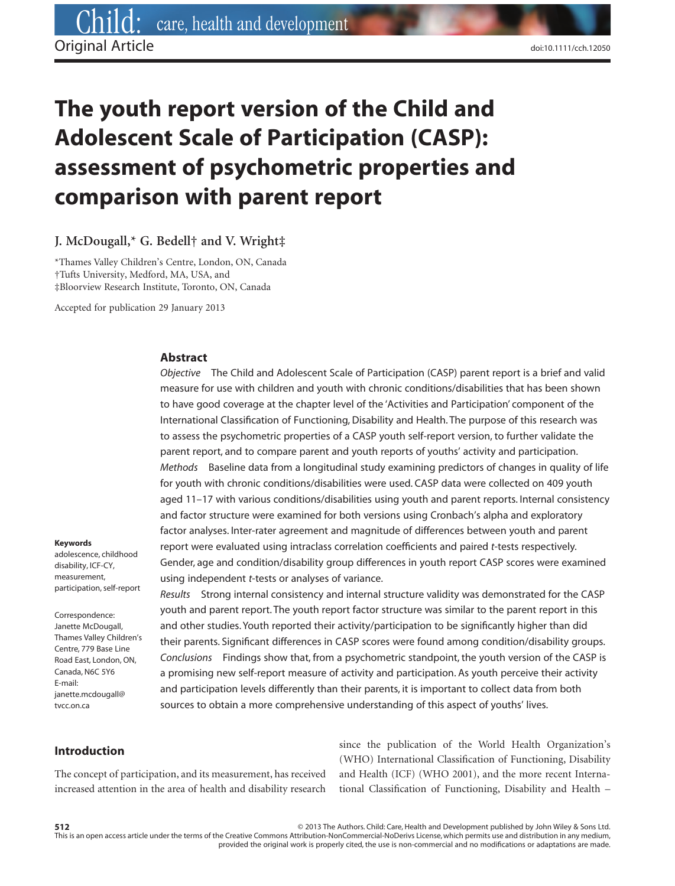Original Article

doi:10.1111/cch.12050

# The youth report version of the Child and Adolescent Scale of Participation (CASP): assessment of psychometric properties and comparison with parent report

**J. McDougall,\* G. Bedell† and V. Wright‡**

\*Thames Valley Children's Centre, London, ON, Canada
†Tufts University, Medford, MA, USA, and
‡Bloorview Research Institute, Toronto, ON, Canada

Accepted for publication 29 January 2013

**Keywords**
adolescence, childhood disability, ICF-CY, measurement, participation, self-report

Correspondence:
Janette McDougall, Thames Valley Children's Centre, 779 Base Line Road East, London, ON, Canada, N6C 5Y6
E-mail: janette.mcdougall@tvcc.on.ca

## Abstract

*Objective* The Child and Adolescent Scale of Participation (CASP) parent report is a brief and valid measure for use with children and youth with chronic conditions/disabilities that has been shown to have good coverage at the chapter level of the 'Activities and Participation' component of the International Classification of Functioning, Disability and Health. The purpose of this research was to assess the psychometric properties of a CASP youth self-report version, to further validate the parent report, and to compare parent and youth reports of youths' activity and participation.

*Methods* Baseline data from a longitudinal study examining predictors of changes in quality of life for youth with chronic conditions/disabilities were used. CASP data were collected on 409 youth aged 11–17 with various conditions/disabilities using youth and parent reports. Internal consistency and factor structure were examined for both versions using Cronbach's alpha and exploratory factor analyses. Inter-rater agreement and magnitude of differences between youth and parent report were evaluated using intraclass correlation coefficients and paired *t*-tests respectively. Gender, age and condition/disability group differences in youth report CASP scores were examined using independent *t*-tests or analyses of variance.

*Results* Strong internal consistency and internal structure validity was demonstrated for the CASP youth and parent report. The youth report factor structure was similar to the parent report in this and other studies. Youth reported their activity/participation to be significantly higher than did their parents. Significant differences in CASP scores were found among condition/disability groups.

*Conclusions* Findings show that, from a psychometric standpoint, the youth version of the CASP is a promising new self-report measure of activity and participation. As youth perceive their activity and participation levels differently than their parents, it is important to collect data from both sources to obtain a more comprehensive understanding of this aspect of youths' lives.

## Introduction

The concept of participation, and its measurement, has received increased attention in the area of health and disability research since the publication of the World Health Organization's (WHO) International Classification of Functioning, Disability and Health (ICF) (WHO 2001), and the more recent International Classification of Functioning, Disability and Health –

© 2013 The Authors. Child: Care, Health and Development published by John Wiley & Sons Ltd.
This is an open access article under the terms of the Creative Commons Attribution-NonCommercial-NoDerivs License, which permits use and distribution in any medium, provided the original work is properly cited, the use is non-commercial and no modifications or adaptations are made.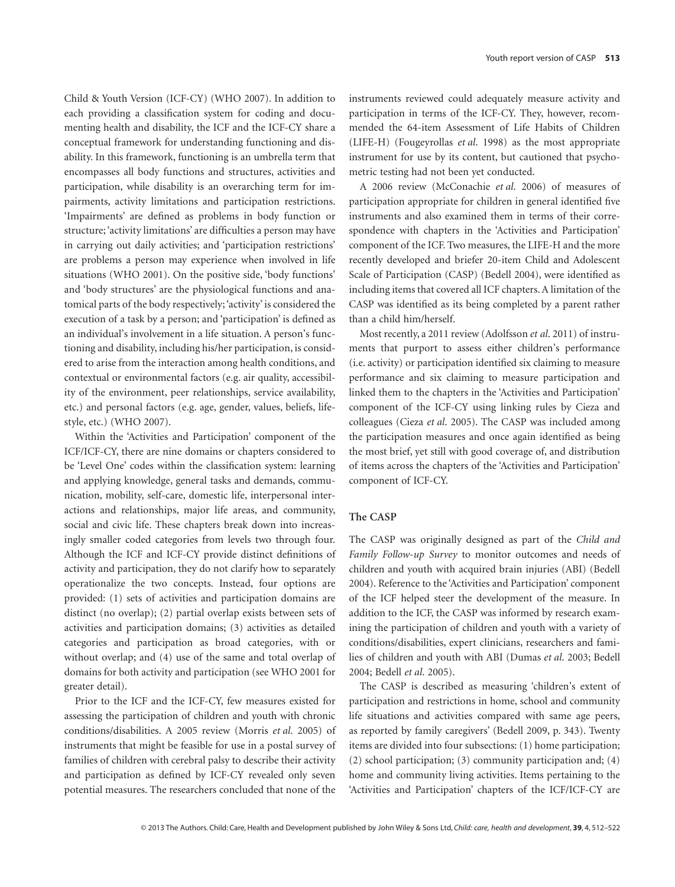Child & Youth Version (ICF-CY) (WHO 2007). In addition to each providing a classification system for coding and documenting health and disability, the ICF and the ICF-CY share a conceptual framework for understanding functioning and disability. In this framework, functioning is an umbrella term that encompasses all body functions and structures, activities and participation, while disability is an overarching term for impairments, activity limitations and participation restrictions. 'Impairments' are defined as problems in body function or structure; 'activity limitations' are difficulties a person may have in carrying out daily activities; and 'participation restrictions' are problems a person may experience when involved in life situations (WHO 2001). On the positive side, 'body functions' and 'body structures' are the physiological functions and anatomical parts of the body respectively; 'activity' is considered the execution of a task by a person; and 'participation' is defined as an individual's involvement in a life situation. A person's functioning and disability, including his/her participation, is considered to arise from the interaction among health conditions, and contextual or environmental factors (e.g. air quality, accessibility of the environment, peer relationships, service availability, etc.) and personal factors (e.g. age, gender, values, beliefs, lifestyle, etc.) (WHO 2007).

Within the 'Activities and Participation' component of the ICF/ICF-CY, there are nine domains or chapters considered to be 'Level One' codes within the classification system: learning and applying knowledge, general tasks and demands, communication, mobility, self-care, domestic life, interpersonal interactions and relationships, major life areas, and community, social and civic life. These chapters break down into increasingly smaller coded categories from levels two through four. Although the ICF and ICF-CY provide distinct definitions of activity and participation, they do not clarify how to separately operationalize the two concepts. Instead, four options are provided: (1) sets of activities and participation domains are distinct (no overlap); (2) partial overlap exists between sets of activities and participation domains; (3) activities as detailed categories and participation as broad categories, with or without overlap; and (4) use of the same and total overlap of domains for both activity and participation (see WHO 2001 for greater detail).

Prior to the ICF and the ICF-CY, few measures existed for assessing the participation of children and youth with chronic conditions/disabilities. A 2005 review (Morris *et al.* 2005) of instruments that might be feasible for use in a postal survey of families of children with cerebral palsy to describe their activity and participation as defined by ICF-CY revealed only seven potential measures. The researchers concluded that none of the instruments reviewed could adequately measure activity and participation in terms of the ICF-CY. They, however, recommended the 64-item Assessment of Life Habits of Children (LIFE-H) (Fougeyrollas *et al.* 1998) as the most appropriate instrument for use by its content, but cautioned that psychometric testing had not been yet conducted.

A 2006 review (McConachie *et al.* 2006) of measures of participation appropriate for children in general identified five instruments and also examined them in terms of their correspondence with chapters in the 'Activities and Participation' component of the ICF. Two measures, the LIFE-H and the more recently developed and briefer 20-item Child and Adolescent Scale of Participation (CASP) (Bedell 2004), were identified as including items that covered all ICF chapters. A limitation of the CASP was identified as its being completed by a parent rather than a child him/herself.

Most recently, a 2011 review (Adolfsson *et al.* 2011) of instruments that purport to assess either children's performance (i.e. activity) or participation identified six claiming to measure performance and six claiming to measure participation and linked them to the chapters in the 'Activities and Participation' component of the ICF-CY using linking rules by Cieza and colleagues (Cieza *et al.* 2005). The CASP was included among the participation measures and once again identified as being the most brief, yet still with good coverage of, and distribution of items across the chapters of the 'Activities and Participation' component of ICF-CY.

## The CASP

The CASP was originally designed as part of the *Child and Family Follow-up Survey* to monitor outcomes and needs of children and youth with acquired brain injuries (ABI) (Bedell 2004). Reference to the 'Activities and Participation' component of the ICF helped steer the development of the measure. In addition to the ICF, the CASP was informed by research examining the participation of children and youth with a variety of conditions/disabilities, expert clinicians, researchers and families of children and youth with ABI (Dumas *et al.* 2003; Bedell 2004; Bedell *et al.* 2005).

The CASP is described as measuring 'children's extent of participation and restrictions in home, school and community life situations and activities compared with same age peers, as reported by family caregivers' (Bedell 2009, p. 343). Twenty items are divided into four subsections: (1) home participation; (2) school participation; (3) community participation and; (4) home and community living activities. Items pertaining to the 'Activities and Participation' chapters of the ICF/ICF-CY are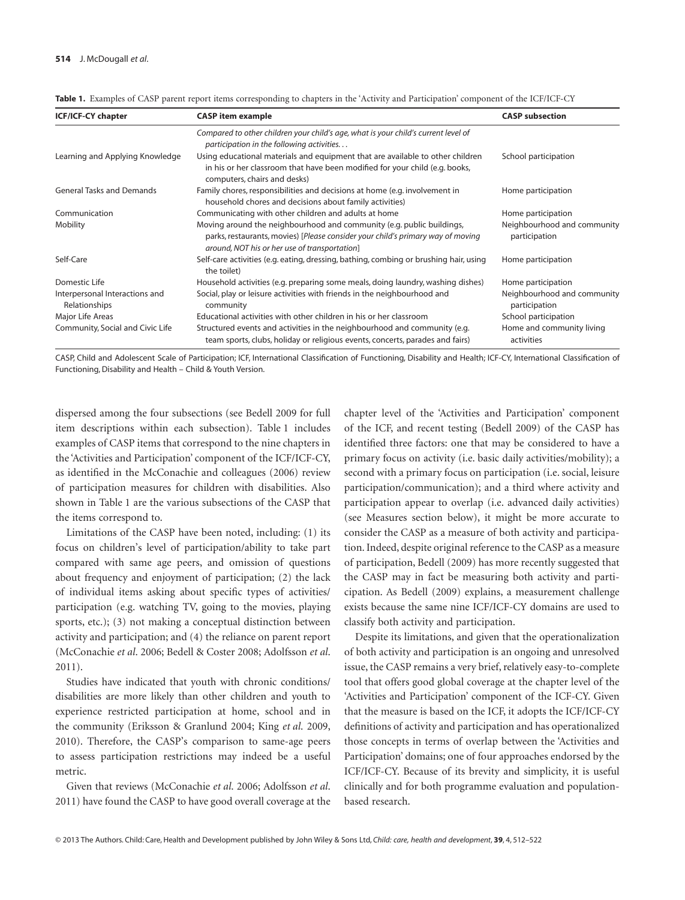**Table 1.** Examples of CASP parent report items corresponding to chapters in the 'Activity and Participation' component of the ICF/ICF-CY

| ICF/ICF-CY chapter | CASP item example | CASP subsection |
|---|---|---|
| | *Compared to other children your child's age, what is your child's current level of participation in the following activities. . .* | |
| Learning and Applying Knowledge | Using educational materials and equipment that are available to other children in his or her classroom that have been modified for your child (e.g. books, computers, chairs and desks) | School participation |
| General Tasks and Demands | Family chores, responsibilities and decisions at home (e.g. involvement in household chores and decisions about family activities) | Home participation |
| Communication | Communicating with other children and adults at home | Home participation |
| Mobility | Moving around the neighbourhood and community (e.g. public buildings, parks, restaurants, movies) [*Please consider your child's primary way of moving around, NOT his or her use of transportation*] | Neighbourhood and community participation |
| Self-Care | Self-care activities (e.g. eating, dressing, bathing, combing or brushing hair, using the toilet) | Home participation |
| Domestic Life | Household activities (e.g. preparing some meals, doing laundry, washing dishes) | Home participation |
| Interpersonal Interactions and Relationships | Social, play or leisure activities with friends in the neighbourhood and community | Neighbourhood and community participation |
| Major Life Areas | Educational activities with other children in his or her classroom | School participation |
| Community, Social and Civic Life | Structured events and activities in the neighbourhood and community (e.g. team sports, clubs, holiday or religious events, concerts, parades and fairs) | Home and community living activities |

CASP, Child and Adolescent Scale of Participation; ICF, International Classification of Functioning, Disability and Health; ICF-CY, International Classification of Functioning, Disability and Health – Child & Youth Version.

dispersed among the four subsections (see Bedell 2009 for full item descriptions within each subsection). Table 1 includes examples of CASP items that correspond to the nine chapters in the 'Activities and Participation' component of the ICF/ICF-CY, as identified in the McConachie and colleagues (2006) review of participation measures for children with disabilities. Also shown in Table 1 are the various subsections of the CASP that the items correspond to.

Limitations of the CASP have been noted, including: (1) its focus on children's level of participation/ability to take part compared with same age peers, and omission of questions about frequency and enjoyment of participation; (2) the lack of individual items asking about specific types of activities/participation (e.g. watching TV, going to the movies, playing sports, etc.); (3) not making a conceptual distinction between activity and participation; and (4) the reliance on parent report (McConachie *et al.* 2006; Bedell & Coster 2008; Adolfsson *et al.* 2011).

Studies have indicated that youth with chronic conditions/disabilities are more likely than other children and youth to experience restricted participation at home, school and in the community (Eriksson & Granlund 2004; King *et al.* 2009, 2010). Therefore, the CASP's comparison to same-age peers to assess participation restrictions may indeed be a useful metric.

Given that reviews (McConachie *et al.* 2006; Adolfsson *et al.* 2011) have found the CASP to have good overall coverage at the chapter level of the 'Activities and Participation' component of the ICF, and recent testing (Bedell 2009) of the CASP has identified three factors: one that may be considered to have a primary focus on activity (i.e. basic daily activities/mobility); a second with a primary focus on participation (i.e. social, leisure participation/communication); and a third where activity and participation appear to overlap (i.e. advanced daily activities) (see Measures section below), it might be more accurate to consider the CASP as a measure of both activity and participation. Indeed, despite original reference to the CASP as a measure of participation, Bedell (2009) has more recently suggested that the CASP may in fact be measuring both activity and participation. As Bedell (2009) explains, a measurement challenge exists because the same nine ICF/ICF-CY domains are used to classify both activity and participation.

Despite its limitations, and given that the operationalization of both activity and participation is an ongoing and unresolved issue, the CASP remains a very brief, relatively easy-to-complete tool that offers good global coverage at the chapter level of the 'Activities and Participation' component of the ICF-CY. Given that the measure is based on the ICF, it adopts the ICF/ICF-CY definitions of activity and participation and has operationalized those concepts in terms of overlap between the 'Activities and Participation' domains; one of four approaches endorsed by the ICF/ICF-CY. Because of its brevity and simplicity, it is useful clinically and for both programme evaluation and population-based research.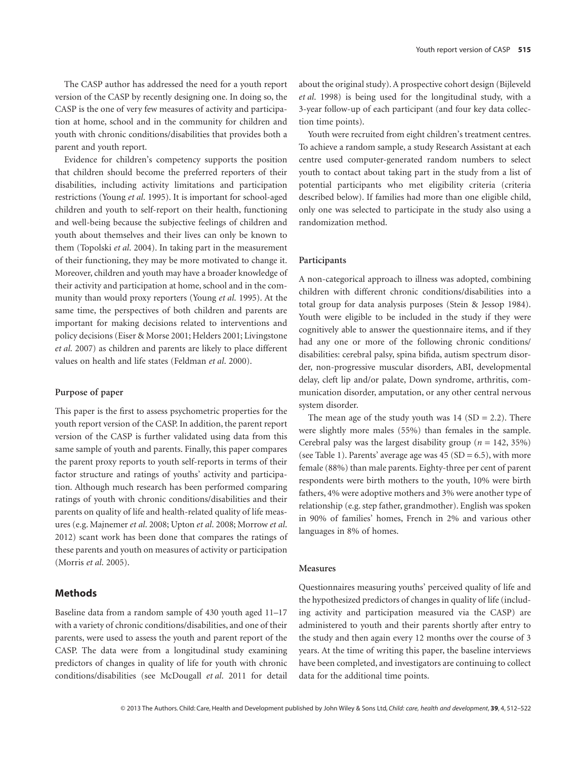The CASP author has addressed the need for a youth report version of the CASP by recently designing one. In doing so, the CASP is the one of very few measures of activity and participation at home, school and in the community for children and youth with chronic conditions/disabilities that provides both a parent and youth report.

Evidence for children's competency supports the position that children should become the preferred reporters of their disabilities, including activity limitations and participation restrictions (Young *et al.* 1995). It is important for school-aged children and youth to self-report on their health, functioning and well-being because the subjective feelings of children and youth about themselves and their lives can only be known to them (Topolski *et al.* 2004). In taking part in the measurement of their functioning, they may be more motivated to change it. Moreover, children and youth may have a broader knowledge of their activity and participation at home, school and in the community than would proxy reporters (Young *et al.* 1995). At the same time, the perspectives of both children and parents are important for making decisions related to interventions and policy decisions (Eiser & Morse 2001; Helders 2001; Livingstone *et al.* 2007) as children and parents are likely to place different values on health and life states (Feldman *et al.* 2000).

### Purpose of paper

This paper is the first to assess psychometric properties for the youth report version of the CASP. In addition, the parent report version of the CASP is further validated using data from this same sample of youth and parents. Finally, this paper compares the parent proxy reports to youth self-reports in terms of their factor structure and ratings of youths' activity and participation. Although much research has been performed comparing ratings of youth with chronic conditions/disabilities and their parents on quality of life and health-related quality of life measures (e.g. Majnemer *et al.* 2008; Upton *et al.* 2008; Morrow *et al.* 2012) scant work has been done that compares the ratings of these parents and youth on measures of activity or participation (Morris *et al.* 2005).

## Methods

Baseline data from a random sample of 430 youth aged 11–17 with a variety of chronic conditions/disabilities, and one of their parents, were used to assess the youth and parent report of the CASP. The data were from a longitudinal study examining predictors of changes in quality of life for youth with chronic conditions/disabilities (see McDougall *et al.* 2011 for detail about the original study). A prospective cohort design (Bijleveld *et al.* 1998) is being used for the longitudinal study, with a 3-year follow-up of each participant (and four key data collection time points).

Youth were recruited from eight children's treatment centres. To achieve a random sample, a study Research Assistant at each centre used computer-generated random numbers to select youth to contact about taking part in the study from a list of potential participants who met eligibility criteria (criteria described below). If families had more than one eligible child, only one was selected to participate in the study also using a randomization method.

### Participants

A non-categorical approach to illness was adopted, combining children with different chronic conditions/disabilities into a total group for data analysis purposes (Stein & Jessop 1984). Youth were eligible to be included in the study if they were cognitively able to answer the questionnaire items, and if they had any one or more of the following chronic conditions/disabilities: cerebral palsy, spina bifida, autism spectrum disorder, non-progressive muscular disorders, ABI, developmental delay, cleft lip and/or palate, Down syndrome, arthritis, communication disorder, amputation, or any other central nervous system disorder.

The mean age of the study youth was 14 (SD = 2.2). There were slightly more males (55%) than females in the sample. Cerebral palsy was the largest disability group ($n$ = 142, 35%) (see Table 1). Parents' average age was 45 (SD = 6.5), with more female (88%) than male parents. Eighty-three per cent of parent respondents were birth mothers to the youth, 10% were birth fathers, 4% were adoptive mothers and 3% were another type of relationship (e.g. step father, grandmother). English was spoken in 90% of families' homes, French in 2% and various other languages in 8% of homes.

### Measures

Questionnaires measuring youths' perceived quality of life and the hypothesized predictors of changes in quality of life (including activity and participation measured via the CASP) are administered to youth and their parents shortly after entry to the study and then again every 12 months over the course of 3 years. At the time of writing this paper, the baseline interviews have been completed, and investigators are continuing to collect data for the additional time points.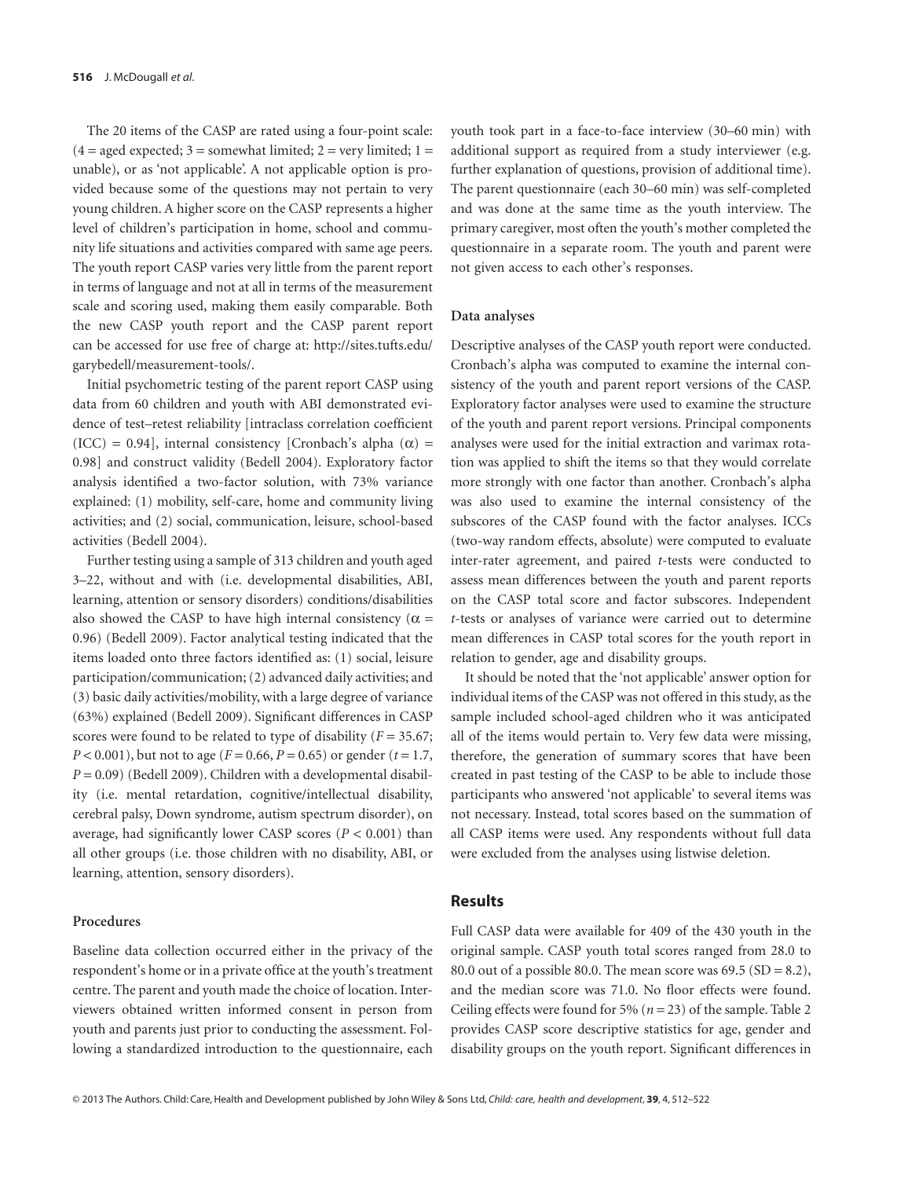The 20 items of the CASP are rated using a four-point scale: (4 = aged expected; 3 = somewhat limited; 2 = very limited; 1 = unable), or as 'not applicable'. A not applicable option is provided because some of the questions may not pertain to very young children. A higher score on the CASP represents a higher level of children's participation in home, school and community life situations and activities compared with same age peers. The youth report CASP varies very little from the parent report in terms of language and not at all in terms of the measurement scale and scoring used, making them easily comparable. Both the new CASP youth report and the CASP parent report can be accessed for use free of charge at: http://sites.tufts.edu/garybedell/measurement-tools/.

Initial psychometric testing of the parent report CASP using data from 60 children and youth with ABI demonstrated evidence of test–retest reliability [intraclass correlation coefficient (ICC) = 0.94], internal consistency [Cronbach's alpha ($\alpha$) = 0.98] and construct validity (Bedell 2004). Exploratory factor analysis identified a two-factor solution, with 73% variance explained: (1) mobility, self-care, home and community living activities; and (2) social, communication, leisure, school-based activities (Bedell 2004).

Further testing using a sample of 313 children and youth aged 3–22, without and with (i.e. developmental disabilities, ABI, learning, attention or sensory disorders) conditions/disabilities also showed the CASP to have high internal consistency ($\alpha$ = 0.96) (Bedell 2009). Factor analytical testing indicated that the items loaded onto three factors identified as: (1) social, leisure participation/communication; (2) advanced daily activities; and (3) basic daily activities/mobility, with a large degree of variance (63%) explained (Bedell 2009). Significant differences in CASP scores were found to be related to type of disability ($F = 35.67$; $P < 0.001$), but not to age ($F = 0.66$, $P = 0.65$) or gender ($t = 1.7$, $P = 0.09$) (Bedell 2009). Children with a developmental disability (i.e. mental retardation, cognitive/intellectual disability, cerebral palsy, Down syndrome, autism spectrum disorder), on average, had significantly lower CASP scores ($P < 0.001$) than all other groups (i.e. those children with no disability, ABI, or learning, attention, sensory disorders).

### Procedures

Baseline data collection occurred either in the privacy of the respondent's home or in a private office at the youth's treatment centre. The parent and youth made the choice of location. Interviewers obtained written informed consent in person from youth and parents just prior to conducting the assessment. Following a standardized introduction to the questionnaire, each youth took part in a face-to-face interview (30–60 min) with additional support as required from a study interviewer (e.g. further explanation of questions, provision of additional time). The parent questionnaire (each 30–60 min) was self-completed and was done at the same time as the youth interview. The primary caregiver, most often the youth's mother completed the questionnaire in a separate room. The youth and parent were not given access to each other's responses.

### Data analyses

Descriptive analyses of the CASP youth report were conducted. Cronbach's alpha was computed to examine the internal consistency of the youth and parent report versions of the CASP. Exploratory factor analyses were used to examine the structure of the youth and parent report versions. Principal components analyses were used for the initial extraction and varimax rotation was applied to shift the items so that they would correlate more strongly with one factor than another. Cronbach's alpha was also used to examine the internal consistency of the subscores of the CASP found with the factor analyses. ICCs (two-way random effects, absolute) were computed to evaluate inter-rater agreement, and paired *t*-tests were conducted to assess mean differences between the youth and parent reports on the CASP total score and factor subscores. Independent *t*-tests or analyses of variance were carried out to determine mean differences in CASP total scores for the youth report in relation to gender, age and disability groups.

It should be noted that the 'not applicable' answer option for individual items of the CASP was not offered in this study, as the sample included school-aged children who it was anticipated all of the items would pertain to. Very few data were missing, therefore, the generation of summary scores that have been created in past testing of the CASP to be able to include those participants who answered 'not applicable' to several items was not necessary. Instead, total scores based on the summation of all CASP items were used. Any respondents without full data were excluded from the analyses using listwise deletion.

## Results

Full CASP data were available for 409 of the 430 youth in the original sample. CASP youth total scores ranged from 28.0 to 80.0 out of a possible 80.0. The mean score was 69.5 (SD = 8.2), and the median score was 71.0. No floor effects were found. Ceiling effects were found for 5% ($n = 23$) of the sample. Table 2 provides CASP score descriptive statistics for age, gender and disability groups on the youth report. Significant differences in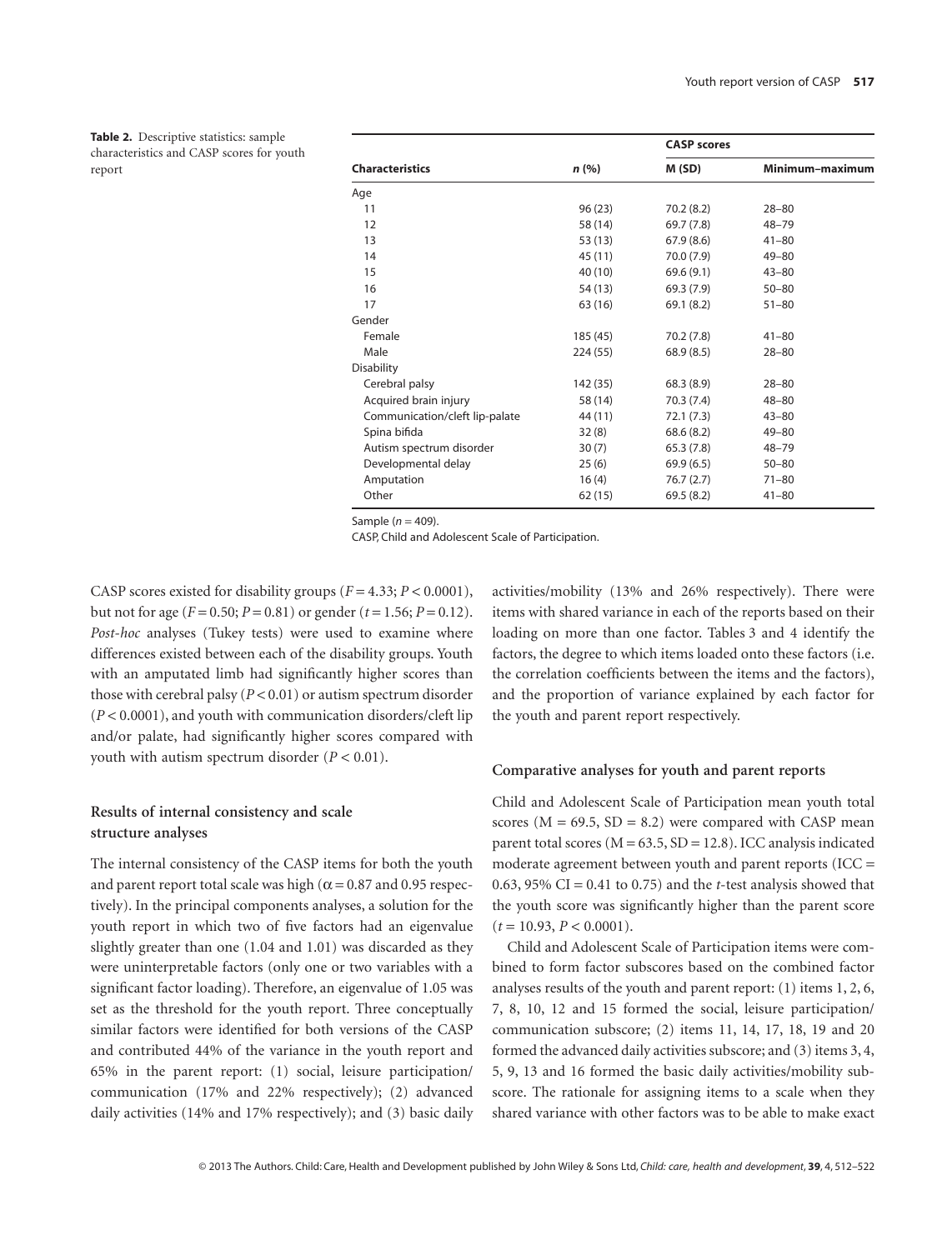**Table 2.** Descriptive statistics: sample characteristics and CASP scores for youth report

| Characteristics | n (%) | CASP scores | |
|---|---|---|---|
| | | M (SD) | Minimum–maximum |
| Age | | | |
| 11 | 96 (23) | 70.2 (8.2) | 28–80 |
| 12 | 58 (14) | 69.7 (7.8) | 48–79 |
| 13 | 53 (13) | 67.9 (8.6) | 41–80 |
| 14 | 45 (11) | 70.0 (7.9) | 49–80 |
| 15 | 40 (10) | 69.6 (9.1) | 43–80 |
| 16 | 54 (13) | 69.3 (7.9) | 50–80 |
| 17 | 63 (16) | 69.1 (8.2) | 51–80 |
| Gender | | | |
| Female | 185 (45) | 70.2 (7.8) | 41–80 |
| Male | 224 (55) | 68.9 (8.5) | 28–80 |
| Disability | | | |
| Cerebral palsy | 142 (35) | 68.3 (8.9) | 28–80 |
| Acquired brain injury | 58 (14) | 70.3 (7.4) | 48–80 |
| Communication/cleft lip-palate | 44 (11) | 72.1 (7.3) | 43–80 |
| Spina bifida | 32 (8) | 68.6 (8.2) | 49–80 |
| Autism spectrum disorder | 30 (7) | 65.3 (7.8) | 48–79 |
| Developmental delay | 25 (6) | 69.9 (6.5) | 50–80 |
| Amputation | 16 (4) | 76.7 (2.7) | 71–80 |
| Other | 62 (15) | 69.5 (8.2) | 41–80 |

Sample ($n = 409$).

CASP, Child and Adolescent Scale of Participation.

CASP scores existed for disability groups ($F = 4.33$; $P < 0.0001$), but not for age ($F = 0.50$; $P = 0.81$) or gender ($t = 1.56$; $P = 0.12$). *Post-hoc* analyses (Tukey tests) were used to examine where differences existed between each of the disability groups. Youth with an amputated limb had significantly higher scores than those with cerebral palsy ($P < 0.01$) or autism spectrum disorder ($P < 0.0001$), and youth with communication disorders/cleft lip and/or palate, had significantly higher scores compared with youth with autism spectrum disorder ($P < 0.01$).

### Results of internal consistency and scale structure analyses

The internal consistency of the CASP items for both the youth and parent report total scale was high ($\alpha = 0.87$ and 0.95 respectively). In the principal components analyses, a solution for the youth report in which two of five factors had an eigenvalue slightly greater than one (1.04 and 1.01) was discarded as they were uninterpretable factors (only one or two variables with a significant factor loading). Therefore, an eigenvalue of 1.05 was set as the threshold for the youth report. Three conceptually similar factors were identified for both versions of the CASP and contributed 44% of the variance in the youth report and 65% in the parent report: (1) social, leisure participation/communication (17% and 22% respectively); (2) advanced daily activities (14% and 17% respectively); and (3) basic daily activities/mobility (13% and 26% respectively). There were items with shared variance in each of the reports based on their loading on more than one factor. Tables 3 and 4 identify the factors, the degree to which items loaded onto these factors (i.e. the correlation coefficients between the items and the factors), and the proportion of variance explained by each factor for the youth and parent report respectively.

### Comparative analyses for youth and parent reports

Child and Adolescent Scale of Participation mean youth total scores ($M = 69.5$, $SD = 8.2$) were compared with CASP mean parent total scores ($M = 63.5$, $SD = 12.8$). ICC analysis indicated moderate agreement between youth and parent reports (ICC = 0.63, 95% CI = 0.41 to 0.75) and the *t*-test analysis showed that the youth score was significantly higher than the parent score ($t = 10.93$, $P < 0.0001$).

Child and Adolescent Scale of Participation items were combined to form factor subscores based on the combined factor analyses results of the youth and parent report: (1) items 1, 2, 6, 7, 8, 10, 12 and 15 formed the social, leisure participation/communication subscore; (2) items 11, 14, 17, 18, 19 and 20 formed the advanced daily activities subscore; and (3) items 3, 4, 5, 9, 13 and 16 formed the basic daily activities/mobility subscore. The rationale for assigning items to a scale when they shared variance with other factors was to be able to make exact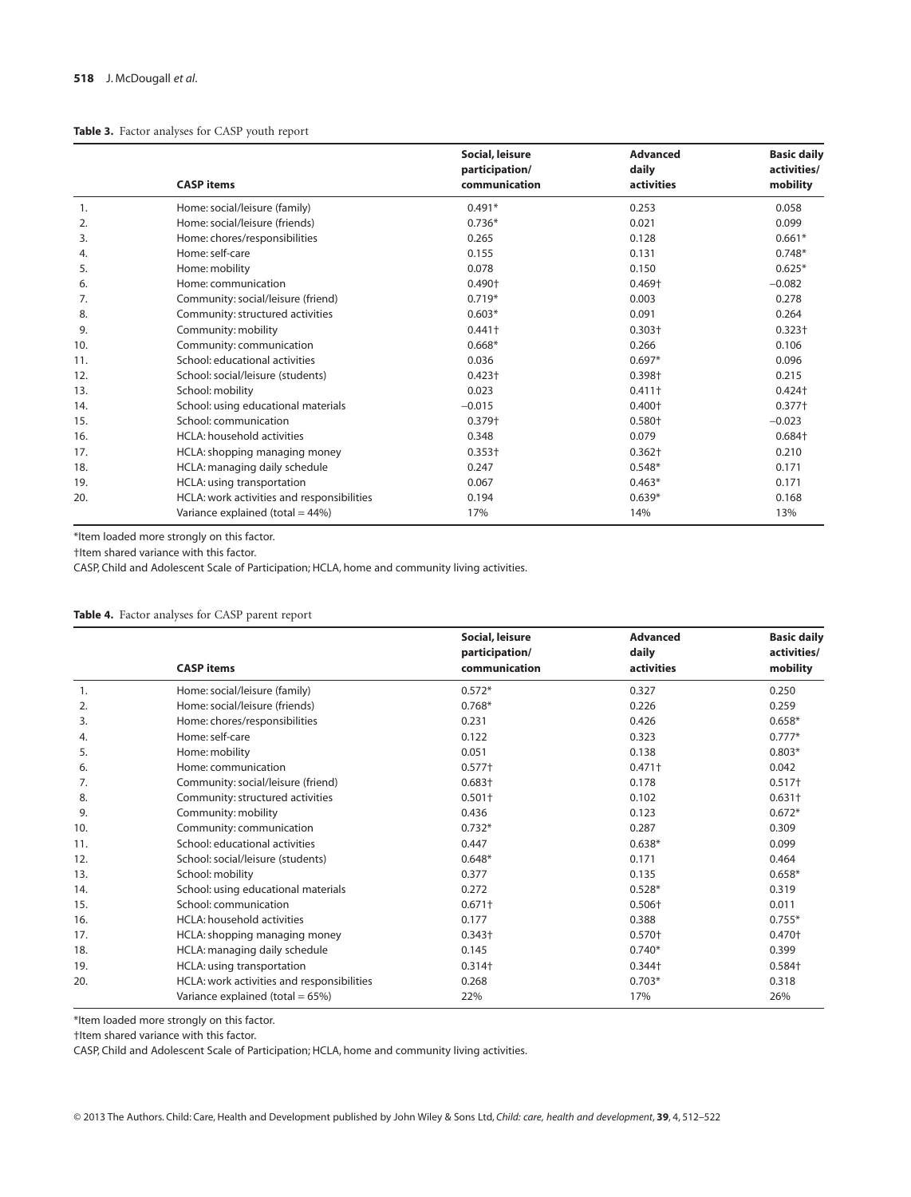**Table 3.** Factor analyses for CASP youth report

| | CASP items | Social, leisure participation/ communication | Advanced daily activities | Basic daily activities/ mobility |
|---|---|---|---|---|
| 1. | Home: social/leisure (family) | 0.491* | 0.253 | 0.058 |
| 2. | Home: social/leisure (friends) | 0.736* | 0.021 | 0.099 |
| 3. | Home: chores/responsibilities | 0.265 | 0.128 | 0.661* |
| 4. | Home: self-care | 0.155 | 0.131 | 0.748* |
| 5. | Home: mobility | 0.078 | 0.150 | 0.625* |
| 6. | Home: communication | 0.490† | 0.469† | −0.082 |
| 7. | Community: social/leisure (friend) | 0.719* | 0.003 | 0.278 |
| 8. | Community: structured activities | 0.603* | 0.091 | 0.264 |
| 9. | Community: mobility | 0.441† | 0.303† | 0.323† |
| 10. | Community: communication | 0.668* | 0.266 | 0.106 |
| 11. | School: educational activities | 0.036 | 0.697* | 0.096 |
| 12. | School: social/leisure (students) | 0.423† | 0.398† | 0.215 |
| 13. | School: mobility | 0.023 | 0.411† | 0.424† |
| 14. | School: using educational materials | −0.015 | 0.400† | 0.377† |
| 15. | School: communication | 0.379† | 0.580† | −0.023 |
| 16. | HCLA: household activities | 0.348 | 0.079 | 0.684† |
| 17. | HCLA: shopping managing money | 0.353† | 0.362† | 0.210 |
| 18. | HCLA: managing daily schedule | 0.247 | 0.548* | 0.171 |
| 19. | HCLA: using transportation | 0.067 | 0.463* | 0.171 |
| 20. | HCLA: work activities and responsibilities | 0.194 | 0.639* | 0.168 |
| | Variance explained (total = 44%) | 17% | 14% | 13% |

*Item loaded more strongly on this factor.

†Item shared variance with this factor.

CASP, Child and Adolescent Scale of Participation; HCLA, home and community living activities.

**Table 4.** Factor analyses for CASP parent report

| | CASP items | Social, leisure participation/ communication | Advanced daily activities | Basic daily activities/ mobility |
|---|---|---|---|---|
| 1. | Home: social/leisure (family) | 0.572* | 0.327 | 0.250 |
| 2. | Home: social/leisure (friends) | 0.768* | 0.226 | 0.259 |
| 3. | Home: chores/responsibilities | 0.231 | 0.426 | 0.658* |
| 4. | Home: self-care | 0.122 | 0.323 | 0.777* |
| 5. | Home: mobility | 0.051 | 0.138 | 0.803* |
| 6. | Home: communication | 0.577† | 0.471† | 0.042 |
| 7. | Community: social/leisure (friend) | 0.683† | 0.178 | 0.517† |
| 8. | Community: structured activities | 0.501† | 0.102 | 0.631† |
| 9. | Community: mobility | 0.436 | 0.123 | 0.672* |
| 10. | Community: communication | 0.732* | 0.287 | 0.309 |
| 11. | School: educational activities | 0.447 | 0.638* | 0.099 |
| 12. | School: social/leisure (students) | 0.648* | 0.171 | 0.464 |
| 13. | School: mobility | 0.377 | 0.135 | 0.658* |
| 14. | School: using educational materials | 0.272 | 0.528* | 0.319 |
| 15. | School: communication | 0.671† | 0.506† | 0.011 |
| 16. | HCLA: household activities | 0.177 | 0.388 | 0.755* |
| 17. | HCLA: shopping managing money | 0.343† | 0.570† | 0.470† |
| 18. | HCLA: managing daily schedule | 0.145 | 0.740* | 0.399 |
| 19. | HCLA: using transportation | 0.314† | 0.344† | 0.584† |
| 20. | HCLA: work activities and responsibilities | 0.268 | 0.703* | 0.318 |
| | Variance explained (total = 65%) | 22% | 17% | 26% |

*Item loaded more strongly on this factor.

†Item shared variance with this factor.

CASP, Child and Adolescent Scale of Participation; HCLA, home and community living activities.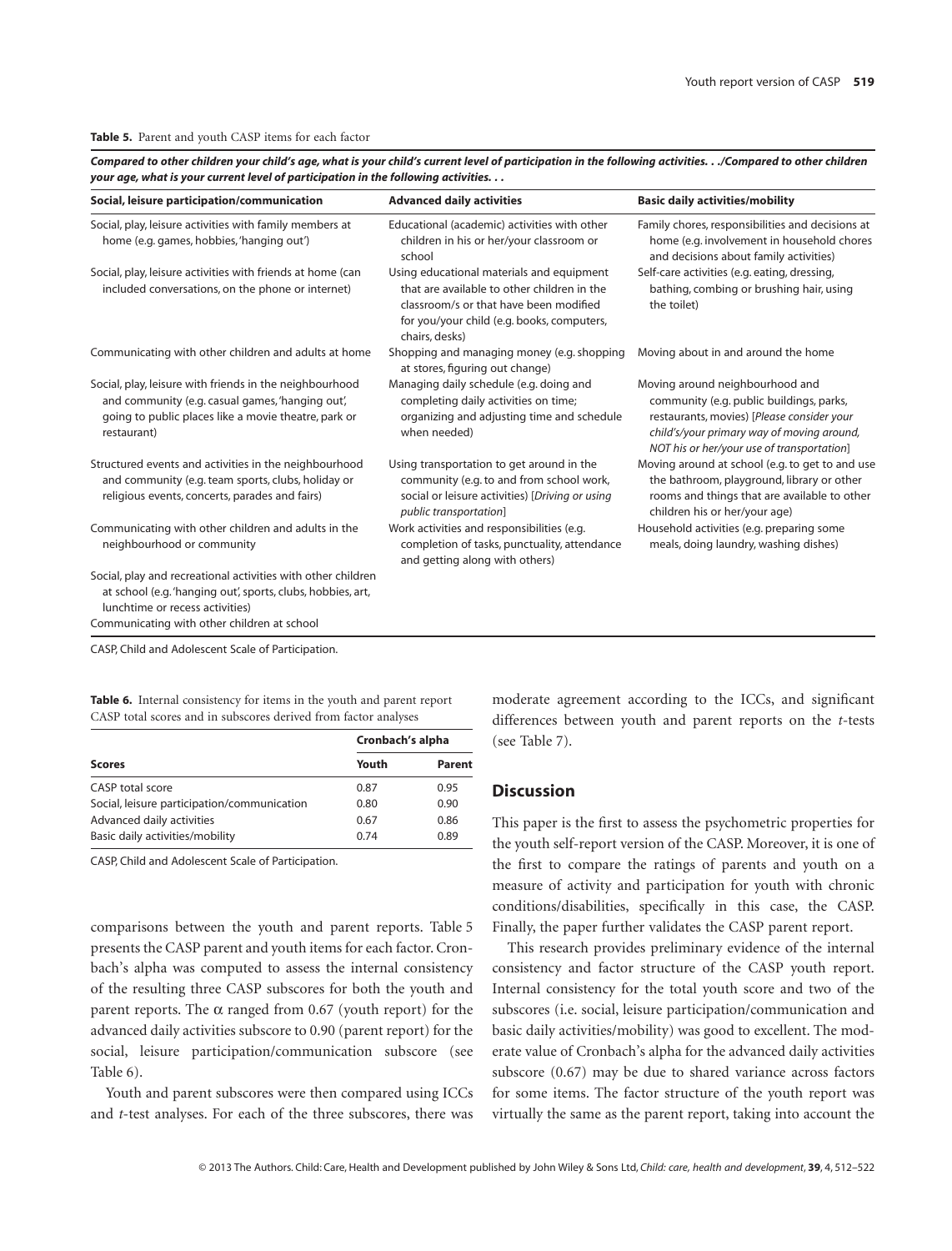**Table 5.** Parent and youth CASP items for each factor

| *Compared to other children your child's age, what is your child's current level of participation in the following activities. . ./Compared to other children your age, what is your current level of participation in the following activities. . .* | | |
|---|---|---|
| **Social, leisure participation/communication** | **Advanced daily activities** | **Basic daily activities/mobility** |
| Social, play, leisure activities with family members at home (e.g. games, hobbies, 'hanging out') | Educational (academic) activities with other children in his or her/your classroom or school | Family chores, responsibilities and decisions at home (e.g. involvement in household chores and decisions about family activities) |
| Social, play, leisure activities with friends at home (can included conversations, on the phone or internet) | Using educational materials and equipment that are available to other children in the classroom/s or that have been modified for you/your child (e.g. books, computers, chairs, desks) | Self-care activities (e.g. eating, dressing, bathing, combing or brushing hair, using the toilet) |
| Communicating with other children and adults at home | Shopping and managing money (e.g. shopping at stores, figuring out change) | Moving about in and around the home |
| Social, play, leisure with friends in the neighbourhood and community (e.g. casual games, 'hanging out', going to public places like a movie theatre, park or restaurant) | Managing daily schedule (e.g. doing and completing daily activities on time; organizing and adjusting time and schedule when needed) | Moving around neighbourhood and community (e.g. public buildings, parks, restaurants, movies) [*Please consider your child's/your primary way of moving around, NOT his or her/your use of transportation*] |
| Structured events and activities in the neighbourhood and community (e.g. team sports, clubs, holiday or religious events, concerts, parades and fairs) | Using transportation to get around in the community (e.g. to and from school work, social or leisure activities) [*Driving or using public transportation*] | Moving around at school (e.g. to get to and use the bathroom, playground, library or other rooms and things that are available to other children his or her/your age) |
| Communicating with other children and adults in the neighbourhood or community | Work activities and responsibilities (e.g. completion of tasks, punctuality, attendance and getting along with others) | Household activities (e.g. preparing some meals, doing laundry, washing dishes) |
| Social, play and recreational activities with other children at school (e.g. 'hanging out', sports, clubs, hobbies, art, lunchtime or recess activities) | | |
| Communicating with other children at school | | |

CASP, Child and Adolescent Scale of Participation.

**Table 6.** Internal consistency for items in the youth and parent report CASP total scores and in subscores derived from factor analyses

| | Cronbach's alpha | |
|---|---|---|
| **Scores** | **Youth** | **Parent** |
| CASP total score | 0.87 | 0.95 |
| Social, leisure participation/communication | 0.80 | 0.90 |
| Advanced daily activities | 0.67 | 0.86 |
| Basic daily activities/mobility | 0.74 | 0.89 |

CASP, Child and Adolescent Scale of Participation.

comparisons between the youth and parent reports. Table 5 presents the CASP parent and youth items for each factor. Cronbach's alpha was computed to assess the internal consistency of the resulting three CASP subscores for both the youth and parent reports. The $\alpha$ ranged from 0.67 (youth report) for the advanced daily activities subscore to 0.90 (parent report) for the social, leisure participation/communication subscore (see Table 6).

Youth and parent subscores were then compared using ICCs and *t*-test analyses. For each of the three subscores, there was moderate agreement according to the ICCs, and significant differences between youth and parent reports on the *t*-tests (see Table 7).

## Discussion

This paper is the first to assess the psychometric properties for the youth self-report version of the CASP. Moreover, it is one of the first to compare the ratings of parents and youth on a measure of activity and participation for youth with chronic conditions/disabilities, specifically in this case, the CASP. Finally, the paper further validates the CASP parent report.

This research provides preliminary evidence of the internal consistency and factor structure of the CASP youth report. Internal consistency for the total youth score and two of the subscores (i.e. social, leisure participation/communication and basic daily activities/mobility) was good to excellent. The moderate value of Cronbach's alpha for the advanced daily activities subscore (0.67) may be due to shared variance across factors for some items. The factor structure of the youth report was virtually the same as the parent report, taking into account the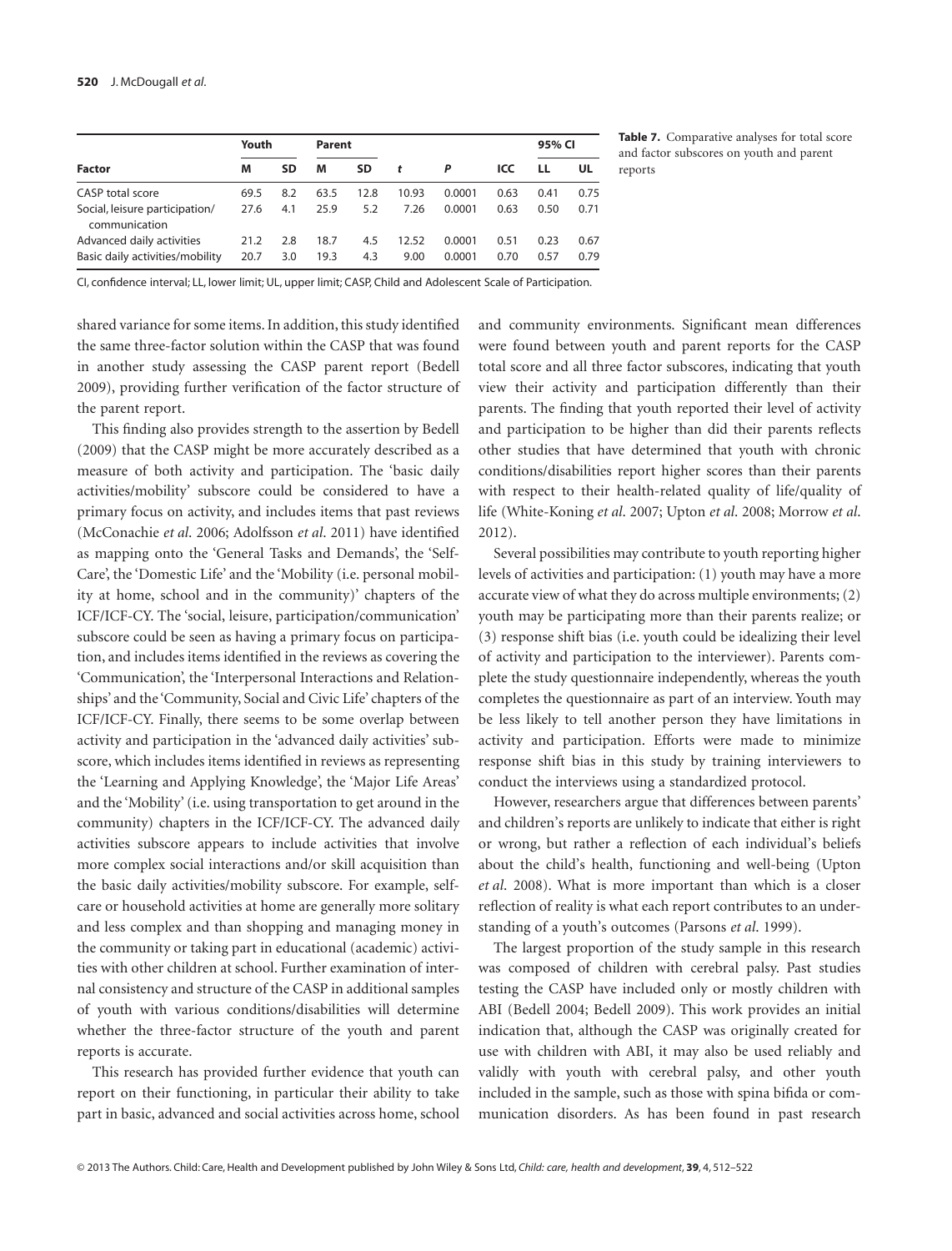**Table 7.** Comparative analyses for total score and factor subscores on youth and parent reports

| Factor | Youth | | Parent | | | | | 95% CI | |
|---|---|---|---|---|---|---|---|---|---|
| | M | SD | M | SD | *t* | *P* | ICC | LL | UL |
| CASP total score | 69.5 | 8.2 | 63.5 | 12.8 | 10.93 | 0.0001 | 0.63 | 0.41 | 0.75 |
| Social, leisure participation/ communication | 27.6 | 4.1 | 25.9 | 5.2 | 7.26 | 0.0001 | 0.63 | 0.50 | 0.71 |
| Advanced daily activities | 21.2 | 2.8 | 18.7 | 4.5 | 12.52 | 0.0001 | 0.51 | 0.23 | 0.67 |
| Basic daily activities/mobility | 20.7 | 3.0 | 19.3 | 4.3 | 9.00 | 0.0001 | 0.70 | 0.57 | 0.79 |

CI, confidence interval; LL, lower limit; UL, upper limit; CASP, Child and Adolescent Scale of Participation.

shared variance for some items. In addition, this study identified the same three-factor solution within the CASP that was found in another study assessing the CASP parent report (Bedell 2009), providing further verification of the factor structure of the parent report.

This finding also provides strength to the assertion by Bedell (2009) that the CASP might be more accurately described as a measure of both activity and participation. The 'basic daily activities/mobility' subscore could be considered to have a primary focus on activity, and includes items that past reviews (McConachie *et al*. 2006; Adolfsson *et al*. 2011) have identified as mapping onto the 'General Tasks and Demands', the 'Self-Care', the 'Domestic Life' and the 'Mobility (i.e. personal mobility at home, school and in the community)' chapters of the ICF/ICF-CY. The 'social, leisure, participation/communication' subscore could be seen as having a primary focus on participation, and includes items identified in the reviews as covering the 'Communication', the 'Interpersonal Interactions and Relationships' and the 'Community, Social and Civic Life' chapters of the ICF/ICF-CY. Finally, there seems to be some overlap between activity and participation in the 'advanced daily activities' subscore, which includes items identified in reviews as representing the 'Learning and Applying Knowledge', the 'Major Life Areas' and the 'Mobility' (i.e. using transportation to get around in the community) chapters in the ICF/ICF-CY. The advanced daily activities subscore appears to include activities that involve more complex social interactions and/or skill acquisition than the basic daily activities/mobility subscore. For example, self-care or household activities at home are generally more solitary and less complex and than shopping and managing money in the community or taking part in educational (academic) activities with other children at school. Further examination of internal consistency and structure of the CASP in additional samples of youth with various conditions/disabilities will determine whether the three-factor structure of the youth and parent reports is accurate.

This research has provided further evidence that youth can report on their functioning, in particular their ability to take part in basic, advanced and social activities across home, school and community environments. Significant mean differences were found between youth and parent reports for the CASP total score and all three factor subscores, indicating that youth view their activity and participation differently than their parents. The finding that youth reported their level of activity and participation to be higher than did their parents reflects other studies that have determined that youth with chronic conditions/disabilities report higher scores than their parents with respect to their health-related quality of life/quality of life (White-Koning *et al*. 2007; Upton *et al*. 2008; Morrow *et al*. 2012).

Several possibilities may contribute to youth reporting higher levels of activities and participation: (1) youth may have a more accurate view of what they do across multiple environments; (2) youth may be participating more than their parents realize; or (3) response shift bias (i.e. youth could be idealizing their level of activity and participation to the interviewer). Parents complete the study questionnaire independently, whereas the youth completes the questionnaire as part of an interview. Youth may be less likely to tell another person they have limitations in activity and participation. Efforts were made to minimize response shift bias in this study by training interviewers to conduct the interviews using a standardized protocol.

However, researchers argue that differences between parents' and children's reports are unlikely to indicate that either is right or wrong, but rather a reflection of each individual's beliefs about the child's health, functioning and well-being (Upton *et al*. 2008). What is more important than which is a closer reflection of reality is what each report contributes to an understanding of a youth's outcomes (Parsons *et al*. 1999).

The largest proportion of the study sample in this research was composed of children with cerebral palsy. Past studies testing the CASP have included only or mostly children with ABI (Bedell 2004; Bedell 2009). This work provides an initial indication that, although the CASP was originally created for use with children with ABI, it may also be used reliably and validly with youth with cerebral palsy, and other youth included in the sample, such as those with spina bifida or communication disorders. As has been found in past research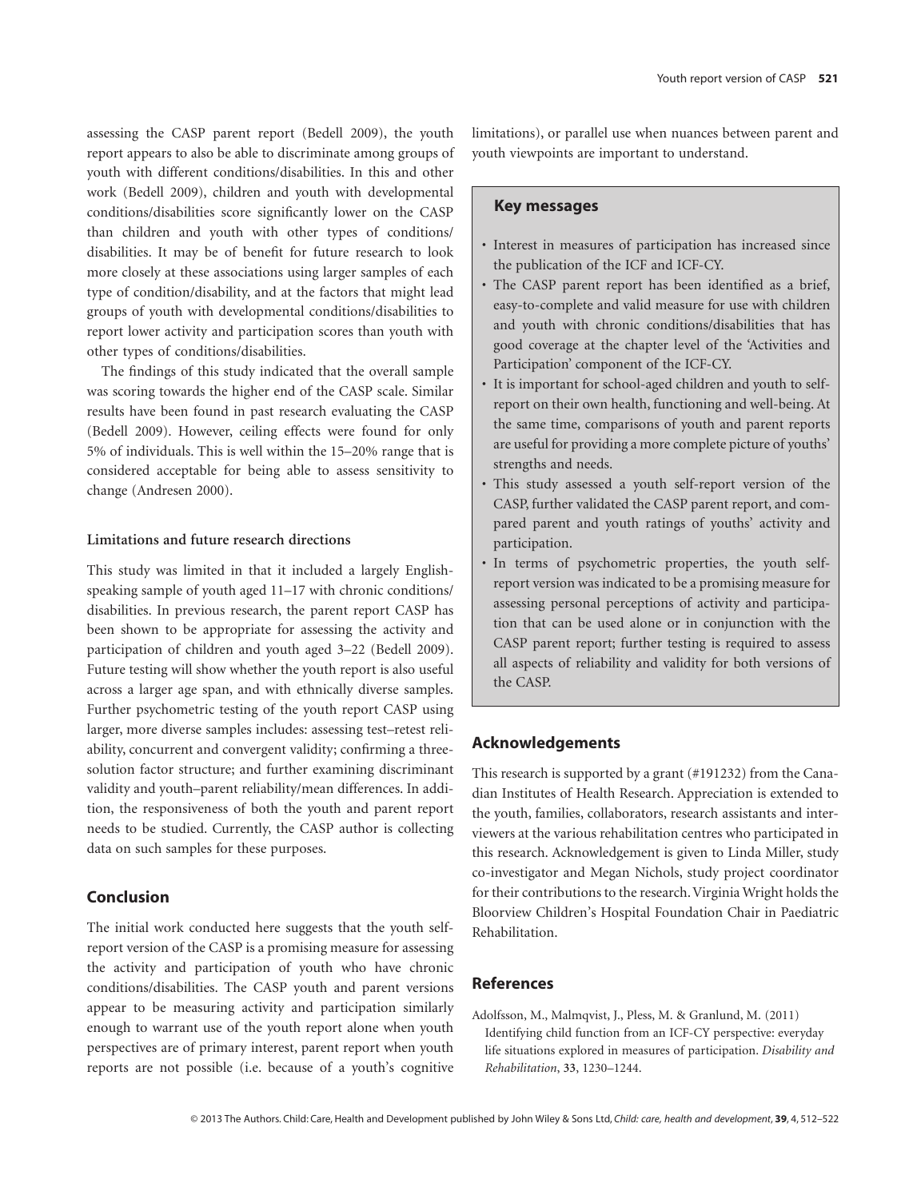assessing the CASP parent report (Bedell 2009), the youth report appears to also be able to discriminate among groups of youth with different conditions/disabilities. In this and other work (Bedell 2009), children and youth with developmental conditions/disabilities score significantly lower on the CASP than children and youth with other types of conditions/disabilities. It may be of benefit for future research to look more closely at these associations using larger samples of each type of condition/disability, and at the factors that might lead groups of youth with developmental conditions/disabilities to report lower activity and participation scores than youth with other types of conditions/disabilities.

The findings of this study indicated that the overall sample was scoring towards the higher end of the CASP scale. Similar results have been found in past research evaluating the CASP (Bedell 2009). However, ceiling effects were found for only 5% of individuals. This is well within the 15–20% range that is considered acceptable for being able to assess sensitivity to change (Andresen 2000).

### Limitations and future research directions

This study was limited in that it included a largely English-speaking sample of youth aged 11–17 with chronic conditions/disabilities. In previous research, the parent report CASP has been shown to be appropriate for assessing the activity and participation of children and youth aged 3–22 (Bedell 2009). Future testing will show whether the youth report is also useful across a larger age span, and with ethnically diverse samples. Further psychometric testing of the youth report CASP using larger, more diverse samples includes: assessing test–retest reliability, concurrent and convergent validity; confirming a three-solution factor structure; and further examining discriminant validity and youth–parent reliability/mean differences. In addition, the responsiveness of both the youth and parent report needs to be studied. Currently, the CASP author is collecting data on such samples for these purposes.

## Conclusion

The initial work conducted here suggests that the youth self-report version of the CASP is a promising measure for assessing the activity and participation of youth who have chronic conditions/disabilities. The CASP youth and parent versions appear to be measuring activity and participation similarly enough to warrant use of the youth report alone when youth perspectives are of primary interest, parent report when youth reports are not possible (i.e. because of a youth's cognitive limitations), or parallel use when nuances between parent and youth viewpoints are important to understand.

> **Key messages**
>
> - Interest in measures of participation has increased since the publication of the ICF and ICF-CY.
> - The CASP parent report has been identified as a brief, easy-to-complete and valid measure for use with children and youth with chronic conditions/disabilities that has good coverage at the chapter level of the 'Activities and Participation' component of the ICF-CY.
> - It is important for school-aged children and youth to self-report on their own health, functioning and well-being. At the same time, comparisons of youth and parent reports are useful for providing a more complete picture of youths' strengths and needs.
> - This study assessed a youth self-report version of the CASP, further validated the CASP parent report, and compared parent and youth ratings of youths' activity and participation.
> - In terms of psychometric properties, the youth self-report version was indicated to be a promising measure for assessing personal perceptions of activity and participation that can be used alone or in conjunction with the CASP parent report; further testing is required to assess all aspects of reliability and validity for both versions of the CASP.

## Acknowledgements

This research is supported by a grant (#191232) from the Canadian Institutes of Health Research. Appreciation is extended to the youth, families, collaborators, research assistants and interviewers at the various rehabilitation centres who participated in this research. Acknowledgement is given to Linda Miller, study co-investigator and Megan Nichols, study project coordinator for their contributions to the research. Virginia Wright holds the Bloorview Children's Hospital Foundation Chair in Paediatric Rehabilitation.

## References

Adolfsson, M., Malmqvist, J., Pless, M. & Granlund, M. (2011) Identifying child function from an ICF-CY perspective: everyday life situations explored in measures of participation. *Disability and Rehabilitation*, **33**, 1230–1244.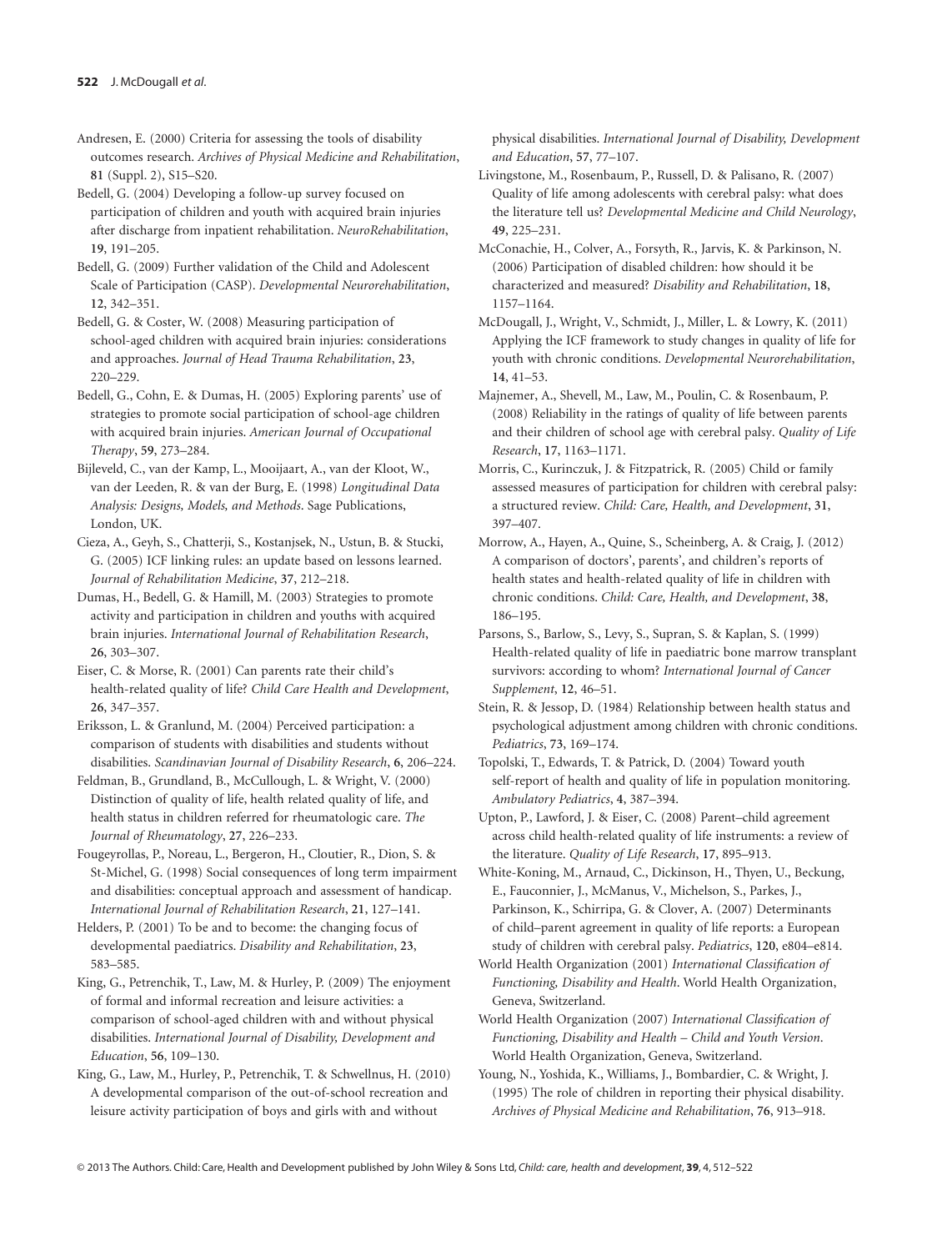Andresen, E. (2000) Criteria for assessing the tools of disability outcomes research. *Archives of Physical Medicine and Rehabilitation*, **81** (Suppl. 2), S15–S20.

Bedell, G. (2004) Developing a follow-up survey focused on participation of children and youth with acquired brain injuries after discharge from inpatient rehabilitation. *NeuroRehabilitation*, **19**, 191–205.

Bedell, G. (2009) Further validation of the Child and Adolescent Scale of Participation (CASP). *Developmental Neurorehabilitation*, **12**, 342–351.

Bedell, G. & Coster, W. (2008) Measuring participation of school-aged children with acquired brain injuries: considerations and approaches. *Journal of Head Trauma Rehabilitation*, **23**, 220–229.

Bedell, G., Cohn, E. & Dumas, H. (2005) Exploring parents' use of strategies to promote social participation of school-age children with acquired brain injuries. *American Journal of Occupational Therapy*, **59**, 273–284.

Bijleveld, C., van der Kamp, L., Mooijaart, A., van der Kloot, W., van der Leeden, R. & van der Burg, E. (1998) *Longitudinal Data Analysis: Designs, Models, and Methods*. Sage Publications, London, UK.

Cieza, A., Geyh, S., Chatterji, S., Kostanjsek, N., Ustun, B. & Stucki, G. (2005) ICF linking rules: an update based on lessons learned. *Journal of Rehabilitation Medicine*, **37**, 212–218.

Dumas, H., Bedell, G. & Hamill, M. (2003) Strategies to promote activity and participation in children and youths with acquired brain injuries. *International Journal of Rehabilitation Research*, **26**, 303–307.

Eiser, C. & Morse, R. (2001) Can parents rate their child's health-related quality of life? *Child Care Health and Development*, **26**, 347–357.

Eriksson, L. & Granlund, M. (2004) Perceived participation: a comparison of students with disabilities and students without disabilities. *Scandinavian Journal of Disability Research*, **6**, 206–224.

Feldman, B., Grundland, B., McCullough, L. & Wright, V. (2000) Distinction of quality of life, health related quality of life, and health status in children referred for rheumatologic care. *The Journal of Rheumatology*, **27**, 226–233.

Fougeyrollas, P., Noreau, L., Bergeron, H., Cloutier, R., Dion, S. & St-Michel, G. (1998) Social consequences of long term impairment and disabilities: conceptual approach and assessment of handicap. *International Journal of Rehabilitation Research*, **21**, 127–141.

Helders, P. (2001) To be and to become: the changing focus of developmental paediatrics. *Disability and Rehabilitation*, **23**, 583–585.

King, G., Petrenchik, T., Law, M. & Hurley, P. (2009) The enjoyment of formal and informal recreation and leisure activities: a comparison of school-aged children with and without physical disabilities. *International Journal of Disability, Development and Education*, **56**, 109–130.

King, G., Law, M., Hurley, P., Petrenchik, T. & Schwellnus, H. (2010) A developmental comparison of the out-of-school recreation and leisure activity participation of boys and girls with and without physical disabilities. *International Journal of Disability, Development and Education*, **57**, 77–107.

Livingstone, M., Rosenbaum, P., Russell, D. & Palisano, R. (2007) Quality of life among adolescents with cerebral palsy: what does the literature tell us? *Developmental Medicine and Child Neurology*, **49**, 225–231.

McConachie, H., Colver, A., Forsyth, R., Jarvis, K. & Parkinson, N. (2006) Participation of disabled children: how should it be characterized and measured? *Disability and Rehabilitation*, **18**, 1157–1164.

McDougall, J., Wright, V., Schmidt, J., Miller, L. & Lowry, K. (2011) Applying the ICF framework to study changes in quality of life for youth with chronic conditions. *Developmental Neurorehabilitation*, **14**, 41–53.

Majnemer, A., Shevell, M., Law, M., Poulin, C. & Rosenbaum, P. (2008) Reliability in the ratings of quality of life between parents and their children of school age with cerebral palsy. *Quality of Life Research*, **17**, 1163–1171.

Morris, C., Kurinczuk, J. & Fitzpatrick, R. (2005) Child or family assessed measures of participation for children with cerebral palsy: a structured review. *Child: Care, Health, and Development*, **31**, 397–407.

Morrow, A., Hayen, A., Quine, S., Scheinberg, A. & Craig, J. (2012) A comparison of doctors', parents', and children's reports of health states and health-related quality of life in children with chronic conditions. *Child: Care, Health, and Development*, **38**, 186–195.

Parsons, S., Barlow, S., Levy, S., Supran, S. & Kaplan, S. (1999) Health-related quality of life in paediatric bone marrow transplant survivors: according to whom? *International Journal of Cancer Supplement*, **12**, 46–51.

Stein, R. & Jessop, D. (1984) Relationship between health status and psychological adjustment among children with chronic conditions. *Pediatrics*, **73**, 169–174.

Topolski, T., Edwards, T. & Patrick, D. (2004) Toward youth self-report of health and quality of life in population monitoring. *Ambulatory Pediatrics*, **4**, 387–394.

Upton, P., Lawford, J. & Eiser, C. (2008) Parent–child agreement across child health-related quality of life instruments: a review of the literature. *Quality of Life Research*, **17**, 895–913.

White-Koning, M., Arnaud, C., Dickinson, H., Thyen, U., Beckung, E., Fauconnier, J., McManus, V., Michelson, S., Parkes, J., Parkinson, K., Schirripa, G. & Clover, A. (2007) Determinants of child–parent agreement in quality of life reports: a European study of children with cerebral palsy. *Pediatrics*, **120**, e804–e814.

World Health Organization (2001) *International Classification of Functioning, Disability and Health*. World Health Organization, Geneva, Switzerland.

World Health Organization (2007) *International Classification of Functioning, Disability and Health – Child and Youth Version*. World Health Organization, Geneva, Switzerland.

Young, N., Yoshida, K., Williams, J., Bombardier, C. & Wright, J. (1995) The role of children in reporting their physical disability. *Archives of Physical Medicine and Rehabilitation*, **76**, 913–918.